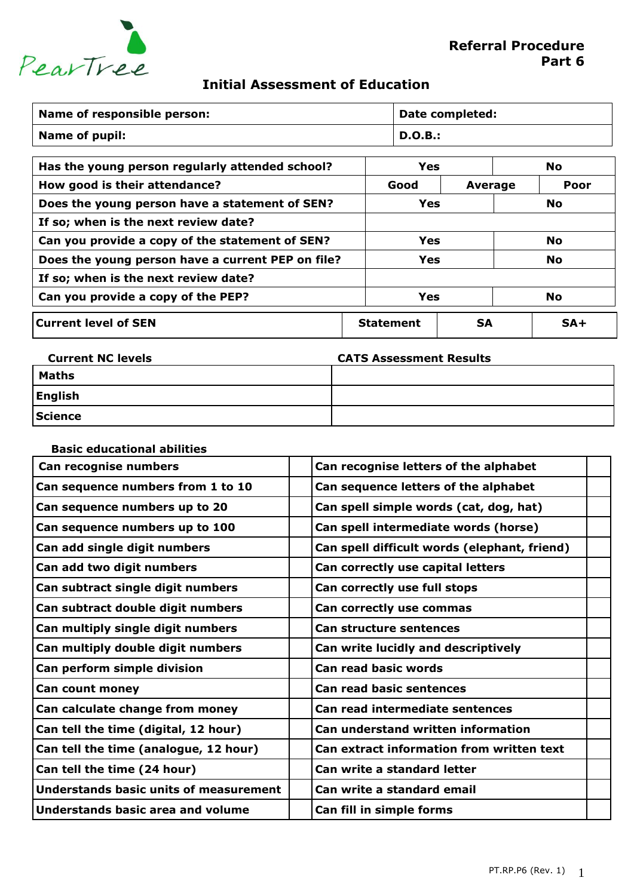PearTree

**Referral Procedure**
**Part 6**

# Initial Assessment of Education

| **Name of responsible person:** | **Date completed:** |
|---|---|
| **Name of pupil:** | **D.O.B.:** |

| | | | |
|---|---|---|---|
| **Has the young person regularly attended school?** | **Yes** | | **No** |
| **How good is their attendance?** | **Good** | **Average** | **Poor** |
| **Does the young person have a statement of SEN?** | **Yes** | | **No** |
| **If so; when is the next review date?** | | | |
| **Can you provide a copy of the statement of SEN?** | **Yes** | | **No** |
| **Does the young person have a current PEP on file?** | **Yes** | | **No** |
| **If so; when is the next review date?** | | | |
| **Can you provide a copy of the PEP?** | **Yes** | | **No** |

| **Current level of SEN** | **Statement** | **SA** | **SA+** |
|---|---|---|---|

| **Current NC levels** | **CATS Assessment Results** |
|---|---|
| **Maths** | |
| **English** | |
| **Science** | |

**Basic educational abilities**

| | | | |
|---|---|---|---|
| **Can recognise numbers** | | **Can recognise letters of the alphabet** | |
| **Can sequence numbers from 1 to 10** | | **Can sequence letters of the alphabet** | |
| **Can sequence numbers up to 20** | | **Can spell simple words (cat, dog, hat)** | |
| **Can sequence numbers up to 100** | | **Can spell intermediate words (horse)** | |
| **Can add single digit numbers** | | **Can spell difficult words (elephant, friend)** | |
| **Can add two digit numbers** | | **Can correctly use capital letters** | |
| **Can subtract single digit numbers** | | **Can correctly use full stops** | |
| **Can subtract double digit numbers** | | **Can correctly use commas** | |
| **Can multiply single digit numbers** | | **Can structure sentences** | |
| **Can multiply double digit numbers** | | **Can write lucidly and descriptively** | |
| **Can perform simple division** | | **Can read basic words** | |
| **Can count money** | | **Can read basic sentences** | |
| **Can calculate change from money** | | **Can read intermediate sentences** | |
| **Can tell the time (digital, 12 hour)** | | **Can understand written information** | |
| **Can tell the time (analogue, 12 hour)** | | **Can extract information from written text** | |
| **Can tell the time (24 hour)** | | **Can write a standard letter** | |
| **Understands basic units of measurement** | | **Can write a standard email** | |
| **Understands basic area and volume** | | **Can fill in simple forms** | |

PT.RP.P6 (Rev. 1)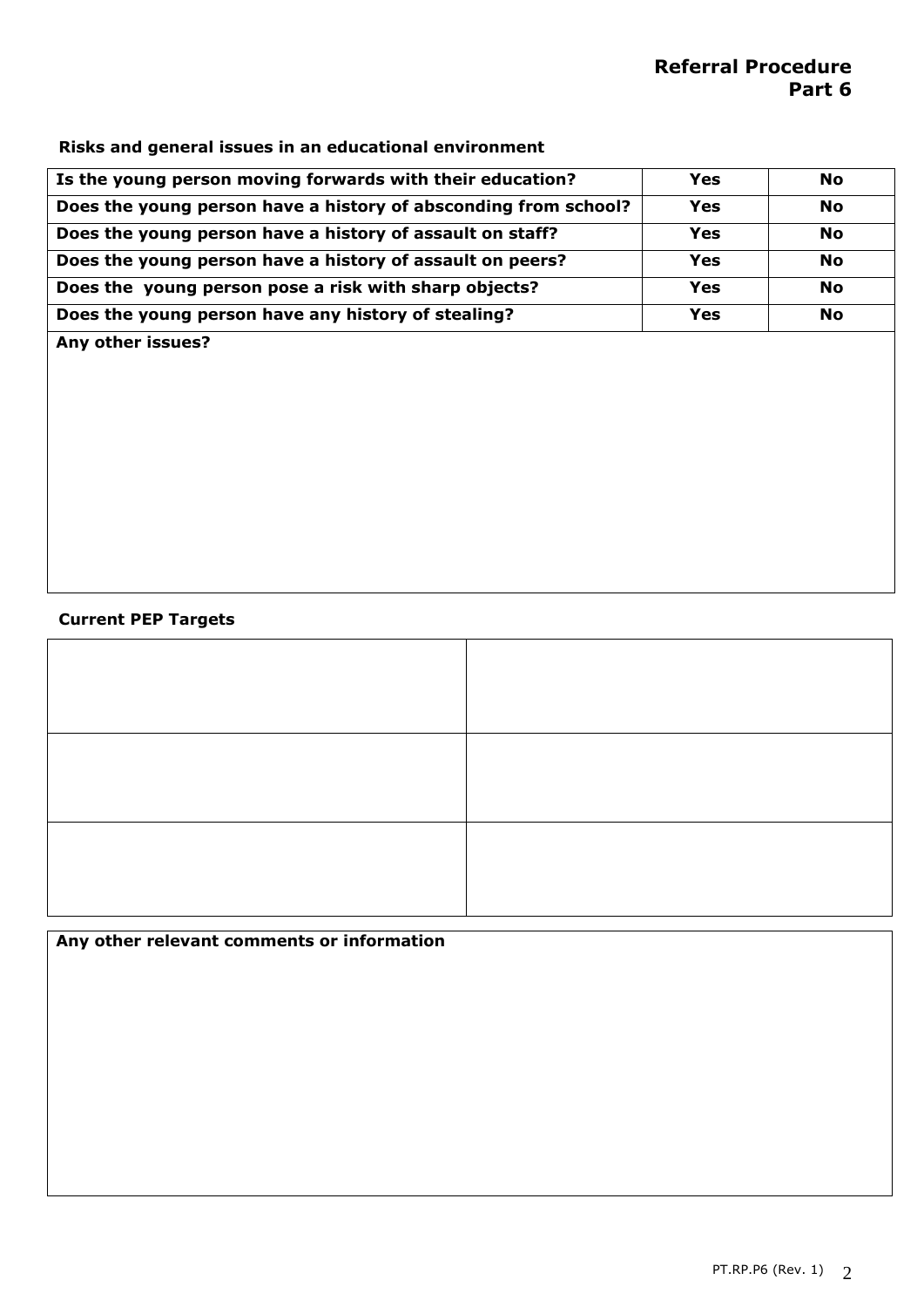# Referral Procedure
## Part 6

### Risks and general issues in an educational environment

| | | |
|---|---|---|
| **Is the young person moving forwards with their education?** | **Yes** | **No** |
| **Does the young person have a history of absconding from school?** | **Yes** | **No** |
| **Does the young person have a history of assault on staff?** | **Yes** | **No** |
| **Does the young person have a history of assault on peers?** | **Yes** | **No** |
| **Does the young person pose a risk with sharp objects?** | **Yes** | **No** |
| **Does the young person have any history of stealing?** | **Yes** | **No** |
| **Any other issues?** | | |

### Current PEP Targets

| | |
|---|---|
| | |
| | |
| | |

**Any other relevant comments or information**

PT.RP.P6 (Rev. 1)